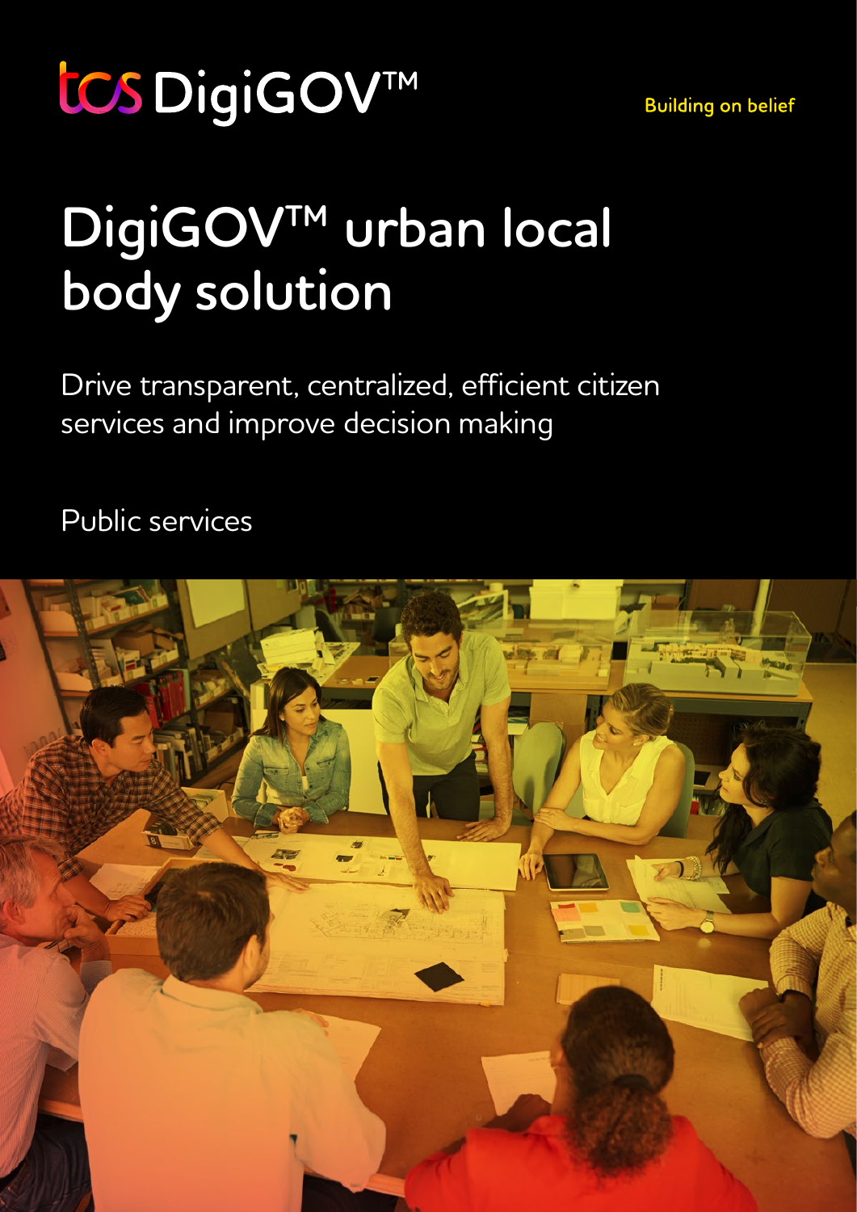tcs DigiGOV™

Building on belief

# DigiGOV™ urban local body solution

Drive transparent, centralized, efficient citizen services and improve decision making

Public services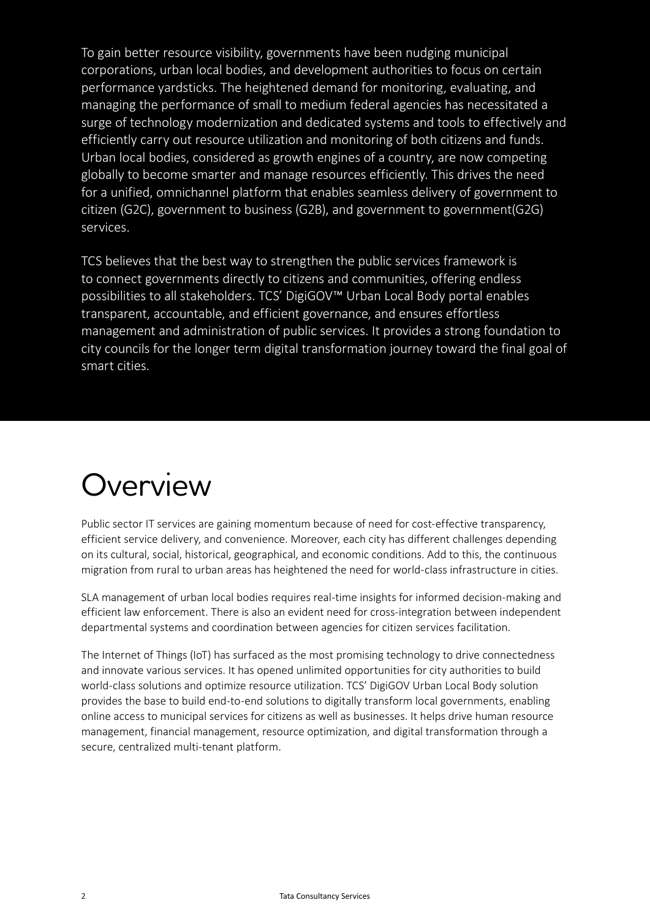To gain better resource visibility, governments have been nudging municipal corporations, urban local bodies, and development authorities to focus on certain performance yardsticks. The heightened demand for monitoring, evaluating, and managing the performance of small to medium federal agencies has necessitated a surge of technology modernization and dedicated systems and tools to effectively and efficiently carry out resource utilization and monitoring of both citizens and funds. Urban local bodies, considered as growth engines of a country, are now competing globally to become smarter and manage resources efficiently. This drives the need for a unified, omnichannel platform that enables seamless delivery of government to citizen (G2C), government to business (G2B), and government to government(G2G) services.

TCS believes that the best way to strengthen the public services framework is to connect governments directly to citizens and communities, offering endless possibilities to all stakeholders. TCS' DigiGOV™ Urban Local Body portal enables transparent, accountable, and efficient governance, and ensures effortless management and administration of public services. It provides a strong foundation to city councils for the longer term digital transformation journey toward the final goal of smart cities.

# Overview

Public sector IT services are gaining momentum because of need for cost-effective transparency, efficient service delivery, and convenience. Moreover, each city has different challenges depending on its cultural, social, historical, geographical, and economic conditions. Add to this, the continuous migration from rural to urban areas has heightened the need for world-class infrastructure in cities.

SLA management of urban local bodies requires real-time insights for informed decision-making and efficient law enforcement. There is also an evident need for cross-integration between independent departmental systems and coordination between agencies for citizen services facilitation.

The Internet of Things (IoT) has surfaced as the most promising technology to drive connectedness and innovate various services. It has opened unlimited opportunities for city authorities to build world-class solutions and optimize resource utilization. TCS' DigiGOV Urban Local Body solution provides the base to build end-to-end solutions to digitally transform local governments, enabling online access to municipal services for citizens as well as businesses. It helps drive human resource management, financial management, resource optimization, and digital transformation through a secure, centralized multi-tenant platform.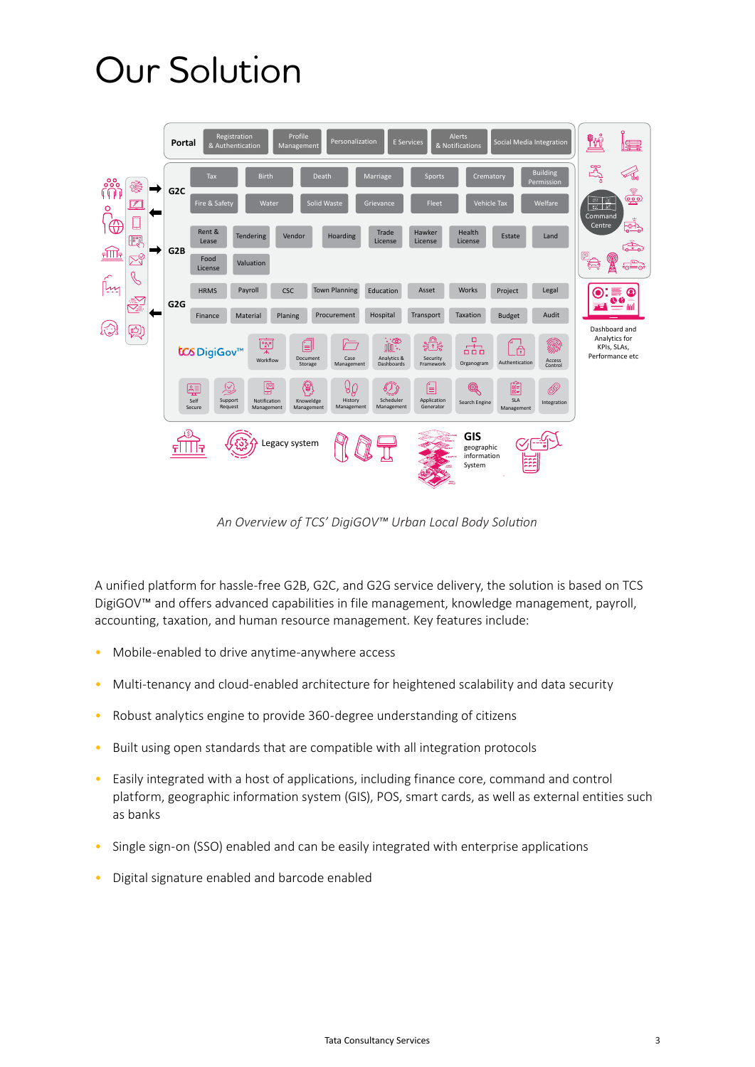# Our Solution

*An Overview of TCS' DigiGOV™ Urban Local Body Solution*

A unified platform for hassle-free G2B, G2C, and G2G service delivery, the solution is based on TCS DigiGOV™ and offers advanced capabilities in file management, knowledge management, payroll, accounting, taxation, and human resource management. Key features include:

- Mobile-enabled to drive anytime-anywhere access
- Multi-tenancy and cloud-enabled architecture for heightened scalability and data security
- Robust analytics engine to provide 360-degree understanding of citizens
- Built using open standards that are compatible with all integration protocols
- Easily integrated with a host of applications, including finance core, command and control platform, geographic information system (GIS), POS, smart cards, as well as external entities such as banks
- Single sign-on (SSO) enabled and can be easily integrated with enterprise applications
- Digital signature enabled and barcode enabled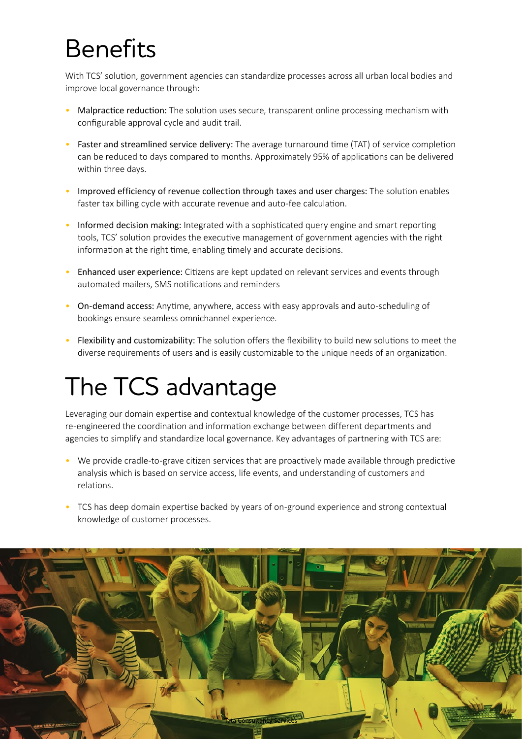# Benefits

With TCS' solution, government agencies can standardize processes across all urban local bodies and improve local governance through:

- Malpractice reduction: The solution uses secure, transparent online processing mechanism with configurable approval cycle and audit trail.
- Faster and streamlined service delivery: The average turnaround time (TAT) of service completion can be reduced to days compared to months. Approximately 95% of applications can be delivered within three days.
- Improved efficiency of revenue collection through taxes and user charges: The solution enables faster tax billing cycle with accurate revenue and auto-fee calculation.
- Informed decision making: Integrated with a sophisticated query engine and smart reporting tools, TCS' solution provides the executive management of government agencies with the right information at the right time, enabling timely and accurate decisions.
- Enhanced user experience: Citizens are kept updated on relevant services and events through automated mailers, SMS notifications and reminders
- On-demand access: Anytime, anywhere, access with easy approvals and auto-scheduling of bookings ensure seamless omnichannel experience.
- Flexibility and customizability: The solution offers the flexibility to build new solutions to meet the diverse requirements of users and is easily customizable to the unique needs of an organization.

# The TCS advantage

Leveraging our domain expertise and contextual knowledge of the customer processes, TCS has re-engineered the coordination and information exchange between different departments and agencies to simplify and standardize local governance. Key advantages of partnering with TCS are:

- We provide cradle-to-grave citizen services that are proactively made available through predictive analysis which is based on service access, life events, and understanding of customers and relations.
- TCS has deep domain expertise backed by years of on-ground experience and strong contextual knowledge of customer processes.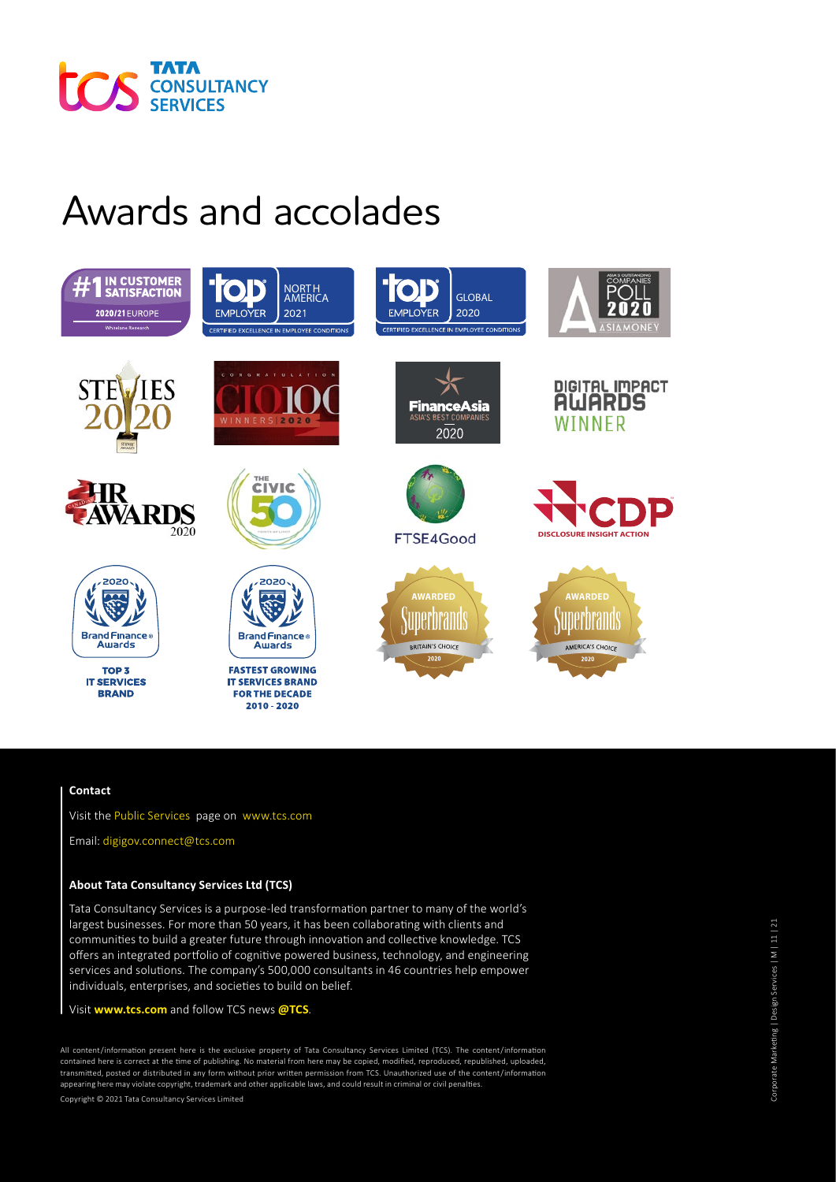# Awards and accolades

#1 IN CUSTOMER SATISFACTION
2020/21 EUROPE
Whitelane Research

top EMPLOYER NORTH AMERICA 2021
CERTIFIED EXCELLENCE IN EMPLOYEE CONDITIONS

top EMPLOYER GLOBAL 2020
CERTIFIED EXCELLENCE IN EMPLOYEE CONDITIONS

ASIA'S OUTSTANDING COMPANIES POLL 2020 ASIAMONEY

STEVIES 2020

CONGRATULATION CIO100 WINNERS 2020

FinanceAsia ASIA'S BEST COMPANIES 2020

DIGITAL IMPACT AWARDS WINNER

CANADIAN HR AWARDS 2020

THE CIVIC 50

FTSE4Good

CDP DISCLOSURE INSIGHT ACTION

2020 Brand Finance Awards
**TOP 3 IT SERVICES BRAND**

2020 Brand Finance Awards
**FASTEST GROWING IT SERVICES BRAND FOR THE DECADE 2010 - 2020**

AWARDED Superbrands BRITAIN'S CHOICE 2020

AWARDED Superbrands AMERICA'S CHOICE 2020

**Contact**

Visit the Public Services page on www.tcs.com

Email: digigov.connect@tcs.com

**About Tata Consultancy Services Ltd (TCS)**

Tata Consultancy Services is a purpose-led transformation partner to many of the world's largest businesses. For more than 50 years, it has been collaborating with clients and communities to build a greater future through innovation and collective knowledge. TCS offers an integrated portfolio of cognitive powered business, technology, and engineering services and solutions. The company's 500,000 consultants in 46 countries help empower individuals, enterprises, and societies to build on belief.

Visit **www.tcs.com** and follow TCS news **@TCS**.

All content/information present here is the exclusive property of Tata Consultancy Services Limited (TCS). The content/information contained here is correct at the time of publishing. No material from here may be copied, modified, reproduced, republished, uploaded, transmitted, posted or distributed in any form without prior written permission from TCS. Unauthorized use of the content/information appearing here may violate copyright, trademark and other applicable laws, and could result in criminal or civil penalties.

Copyright © 2021 Tata Consultancy Services Limited

Corporate Marketing | Design Services | M | 11 | 21